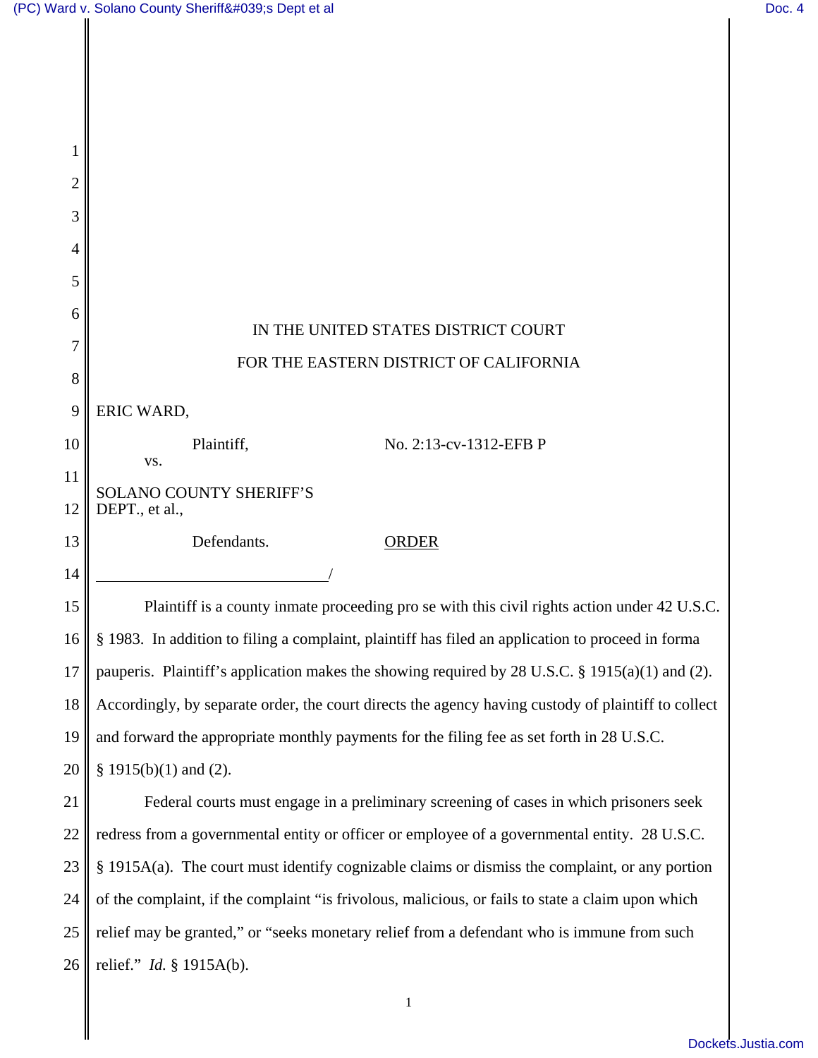IN THE UNITED STATES DISTRICT COURT

FOR THE EASTERN DISTRICT OF CALIFORNIA

ERIC WARD,

Plaintiff, No. 2:13-cv-1312-EFB P

vs.

SOLANO COUNTY SHERIFF'S DEPT., et al.,

Defendants. ORDER

/

Plaintiff is a county inmate proceeding pro se with this civil rights action under 42 U.S.C. § 1983. In addition to filing a complaint, plaintiff has filed an application to proceed in forma pauperis. Plaintiff's application makes the showing required by 28 U.S.C. § 1915(a)(1) and (2). Accordingly, by separate order, the court directs the agency having custody of plaintiff to collect and forward the appropriate monthly payments for the filing fee as set forth in 28 U.S.C. § 1915(b)(1) and (2).

Federal courts must engage in a preliminary screening of cases in which prisoners seek redress from a governmental entity or officer or employee of a governmental entity. 28 U.S.C. § 1915A(a). The court must identify cognizable claims or dismiss the complaint, or any portion of the complaint, if the complaint "is frivolous, malicious, or fails to state a claim upon which relief may be granted," or "seeks monetary relief from a defendant who is immune from such relief." *Id.* § 1915A(b).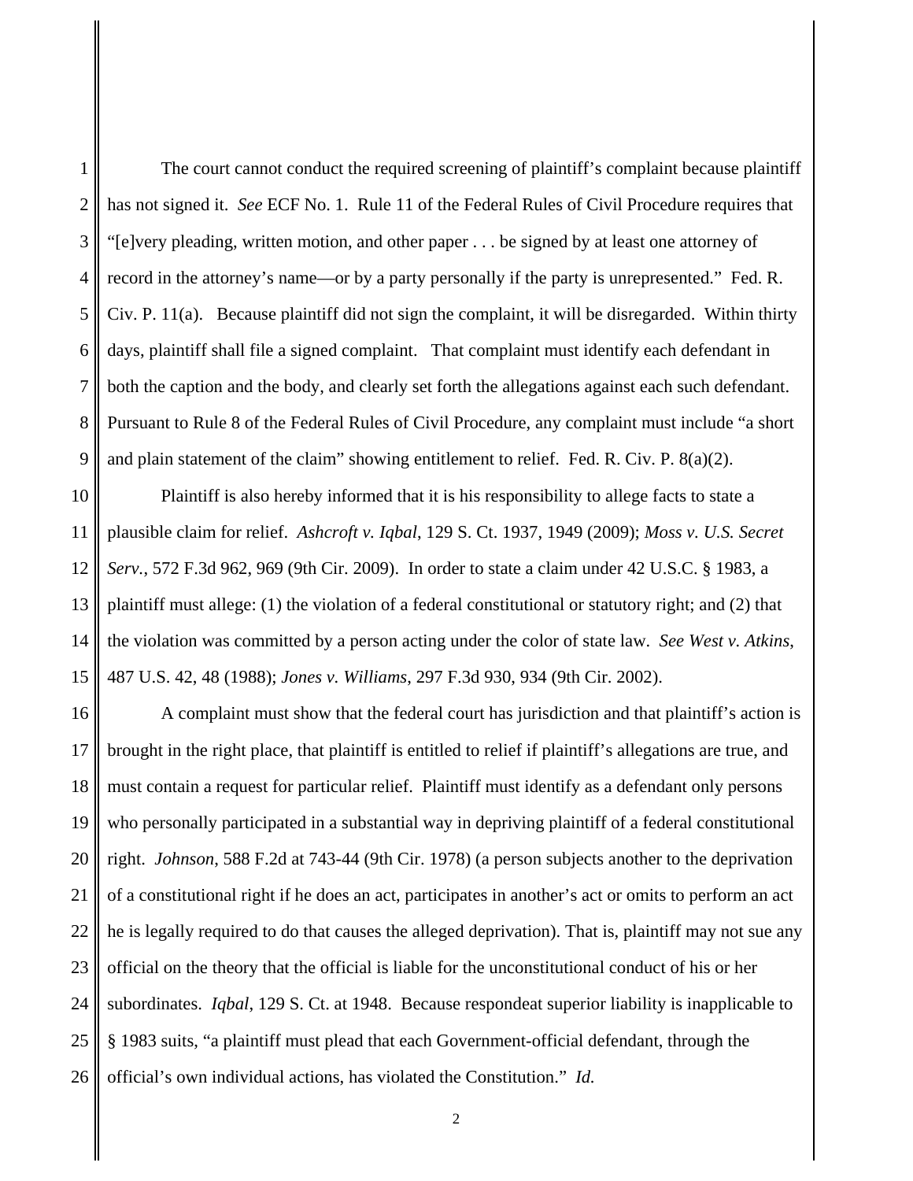The court cannot conduct the required screening of plaintiff's complaint because plaintiff has not signed it. *See* ECF No. 1. Rule 11 of the Federal Rules of Civil Procedure requires that "[e]very pleading, written motion, and other paper . . . be signed by at least one attorney of record in the attorney's name—or by a party personally if the party is unrepresented." Fed. R. Civ. P. 11(a). Because plaintiff did not sign the complaint, it will be disregarded. Within thirty days, plaintiff shall file a signed complaint. That complaint must identify each defendant in both the caption and the body, and clearly set forth the allegations against each such defendant. Pursuant to Rule 8 of the Federal Rules of Civil Procedure, any complaint must include "a short and plain statement of the claim" showing entitlement to relief. Fed. R. Civ. P. 8(a)(2).

Plaintiff is also hereby informed that it is his responsibility to allege facts to state a plausible claim for relief. *Ashcroft v. Iqbal*, 129 S. Ct. 1937, 1949 (2009); *Moss v. U.S. Secret Serv.*, 572 F.3d 962, 969 (9th Cir. 2009). In order to state a claim under 42 U.S.C. § 1983, a plaintiff must allege: (1) the violation of a federal constitutional or statutory right; and (2) that the violation was committed by a person acting under the color of state law. *See West v. Atkins*, 487 U.S. 42, 48 (1988); *Jones v. Williams*, 297 F.3d 930, 934 (9th Cir. 2002).

A complaint must show that the federal court has jurisdiction and that plaintiff's action is brought in the right place, that plaintiff is entitled to relief if plaintiff's allegations are true, and must contain a request for particular relief. Plaintiff must identify as a defendant only persons who personally participated in a substantial way in depriving plaintiff of a federal constitutional right. *Johnson*, 588 F.2d at 743-44 (9th Cir. 1978) (a person subjects another to the deprivation of a constitutional right if he does an act, participates in another's act or omits to perform an act he is legally required to do that causes the alleged deprivation). That is, plaintiff may not sue any official on the theory that the official is liable for the unconstitutional conduct of his or her subordinates. *Iqbal*, 129 S. Ct. at 1948. Because respondeat superior liability is inapplicable to § 1983 suits, "a plaintiff must plead that each Government-official defendant, through the official's own individual actions, has violated the Constitution." *Id.*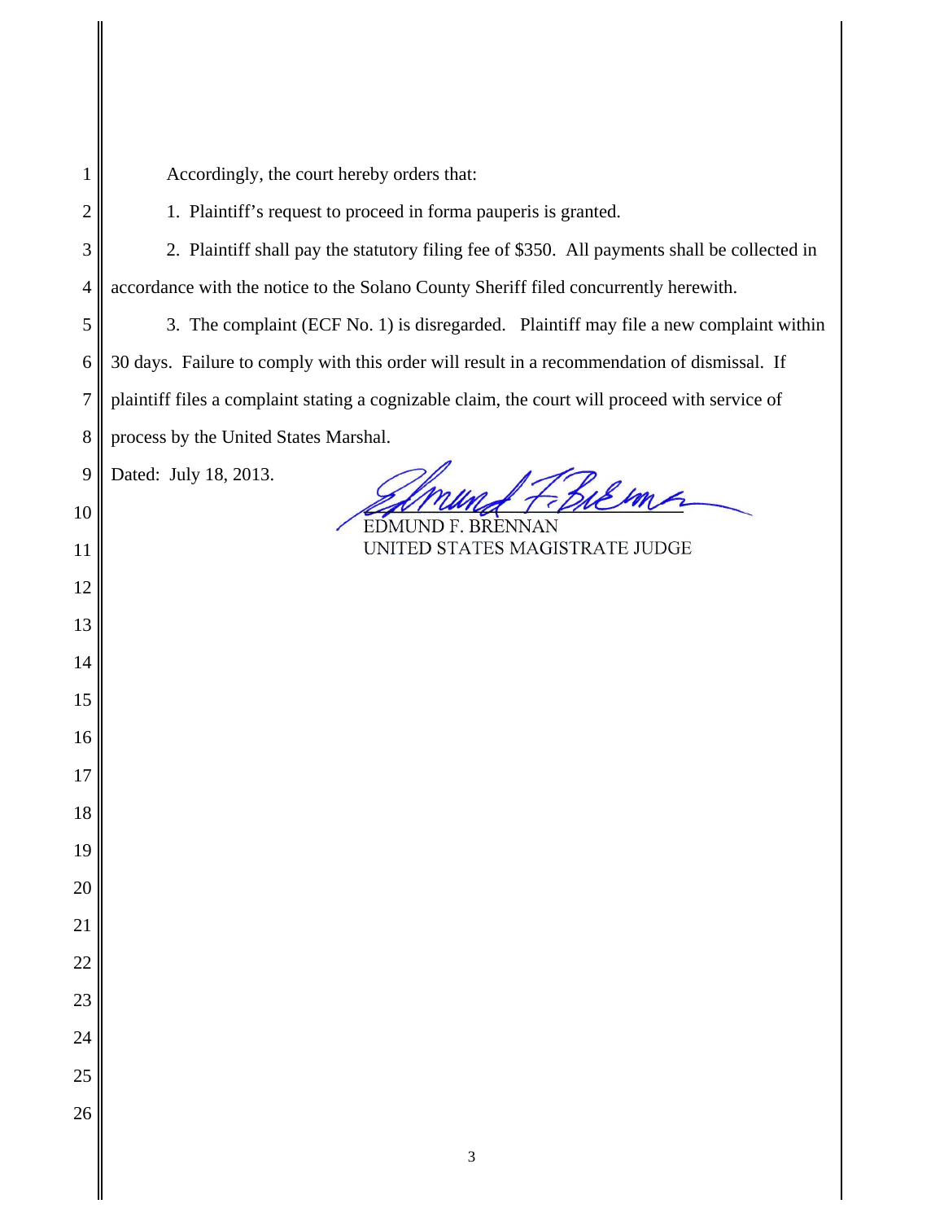Accordingly, the court hereby orders that:

1. Plaintiff's request to proceed in forma pauperis is granted.

2. Plaintiff shall pay the statutory filing fee of $350. All payments shall be collected in accordance with the notice to the Solano County Sheriff filed concurrently herewith.

3. The complaint (ECF No. 1) is disregarded. Plaintiff may file a new complaint within 30 days. Failure to comply with this order will result in a recommendation of dismissal. If plaintiff files a complaint stating a cognizable claim, the court will proceed with service of process by the United States Marshal.

Dated: July 18, 2013.

EDMUND F. BRENNAN
UNITED STATES MAGISTRATE JUDGE